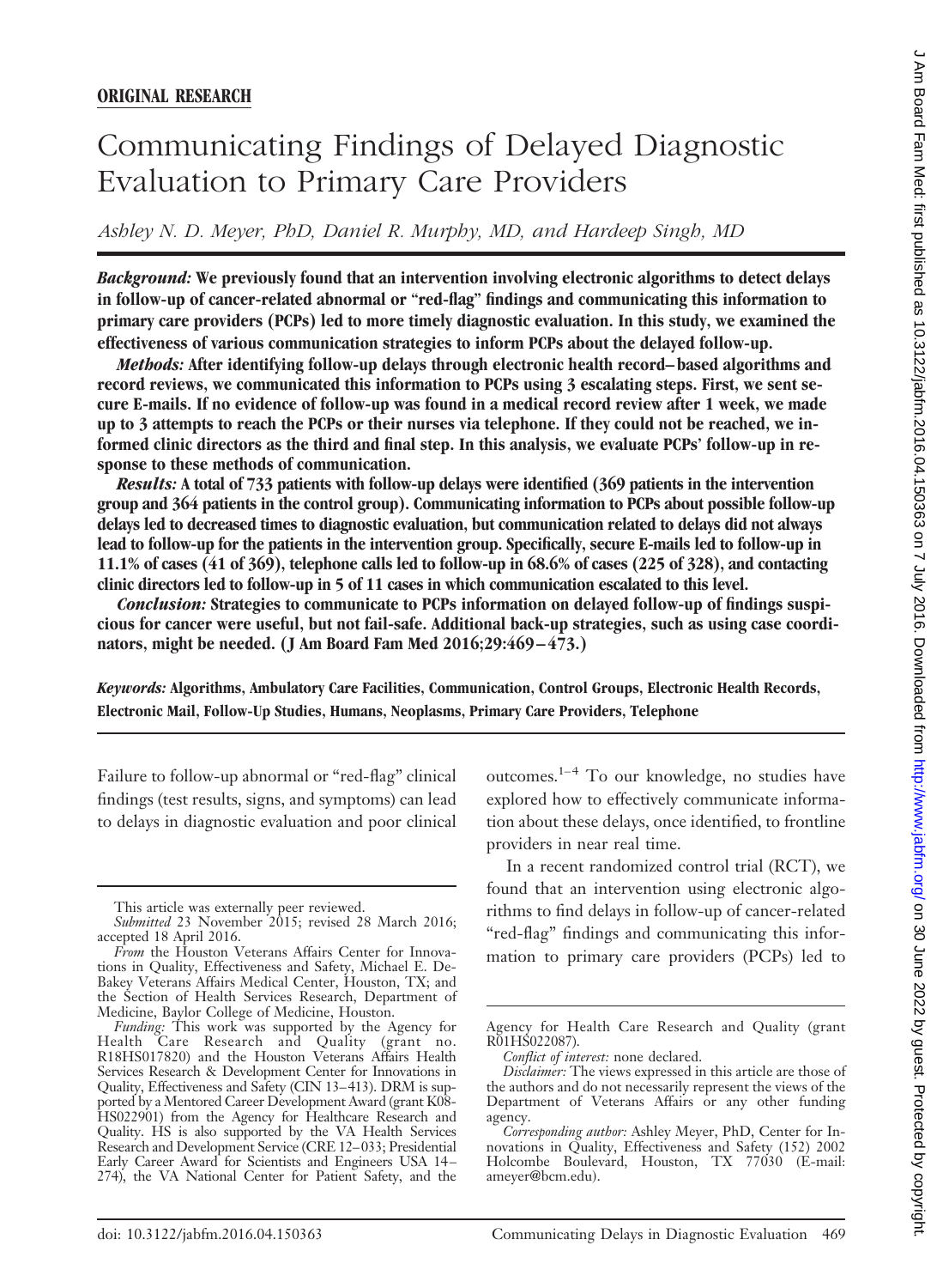**ORIGINAL RESEARCH**

# Communicating Findings of Delayed Diagnostic Evaluation to Primary Care Providers

*Ashley N. D. Meyer, PhD, Daniel R. Murphy, MD, and Hardeep Singh, MD*

***Background:*** **We previously found that an intervention involving electronic algorithms to detect delays in follow-up of cancer-related abnormal or "red-flag" findings and communicating this information to primary care providers (PCPs) led to more timely diagnostic evaluation. In this study, we examined the effectiveness of various communication strategies to inform PCPs about the delayed follow-up.**

***Methods:*** **After identifying follow-up delays through electronic health record–based algorithms and record reviews, we communicated this information to PCPs using 3 escalating steps. First, we sent secure E-mails. If no evidence of follow-up was found in a medical record review after 1 week, we made up to 3 attempts to reach the PCPs or their nurses via telephone. If they could not be reached, we informed clinic directors as the third and final step. In this analysis, we evaluate PCPs' follow-up in response to these methods of communication.**

***Results:*** **A total of 733 patients with follow-up delays were identified (369 patients in the intervention group and 364 patients in the control group). Communicating information to PCPs about possible follow-up delays led to decreased times to diagnostic evaluation, but communication related to delays did not always lead to follow-up for the patients in the intervention group. Specifically, secure E-mails led to follow-up in 11.1% of cases (41 of 369), telephone calls led to follow-up in 68.6% of cases (225 of 328), and contacting clinic directors led to follow-up in 5 of 11 cases in which communication escalated to this level.**

***Conclusion:*** **Strategies to communicate to PCPs information on delayed follow-up of findings suspicious for cancer were useful, but not fail-safe. Additional back-up strategies, such as using case coordinators, might be needed. (J Am Board Fam Med 2016;29:469–473.)**

***Keywords:*** **Algorithms, Ambulatory Care Facilities, Communication, Control Groups, Electronic Health Records, Electronic Mail, Follow-Up Studies, Humans, Neoplasms, Primary Care Providers, Telephone**

Failure to follow-up abnormal or "red-flag" clinical findings (test results, signs, and symptoms) can lead to delays in diagnostic evaluation and poor clinical outcomes.[1–4] To our knowledge, no studies have explored how to effectively communicate information about these delays, once identified, to frontline providers in near real time.

In a recent randomized control trial (RCT), we found that an intervention using electronic algorithms to find delays in follow-up of cancer-related "red-flag" findings and communicating this information to primary care providers (PCPs) led to

This article was externally peer reviewed.

*Submitted* 23 November 2015; revised 28 March 2016; accepted 18 April 2016.

*From* the Houston Veterans Affairs Center for Innovations in Quality, Effectiveness and Safety, Michael E. DeBakey Veterans Affairs Medical Center, Houston, TX; and the Section of Health Services Research, Department of Medicine, Baylor College of Medicine, Houston.

*Funding:* This work was supported by the Agency for Health Care Research and Quality (grant no. R18HS017820) and the Houston Veterans Affairs Health Services Research & Development Center for Innovations in Quality, Effectiveness and Safety (CIN 13–413). DRM is supported by a Mentored Career Development Award (grant K08-HS022901) from the Agency for Healthcare Research and Quality. HS is also supported by the VA Health Services Research and Development Service (CRE 12–033; Presidential Early Career Award for Scientists and Engineers USA 14–274), the VA National Center for Patient Safety, and the Agency for Health Care Research and Quality (grant R01HS022087).

*Conflict of interest:* none declared.

*Disclaimer:* The views expressed in this article are those of the authors and do not necessarily represent the views of the Department of Veterans Affairs or any other funding agency.

*Corresponding author:* Ashley Meyer, PhD, Center for Innovations in Quality, Effectiveness and Safety (152) 2002 Holcombe Boulevard, Houston, TX 77030 (E-mail: ameyer@bcm.edu).

doi: 10.3122/jabfm.2016.04.150363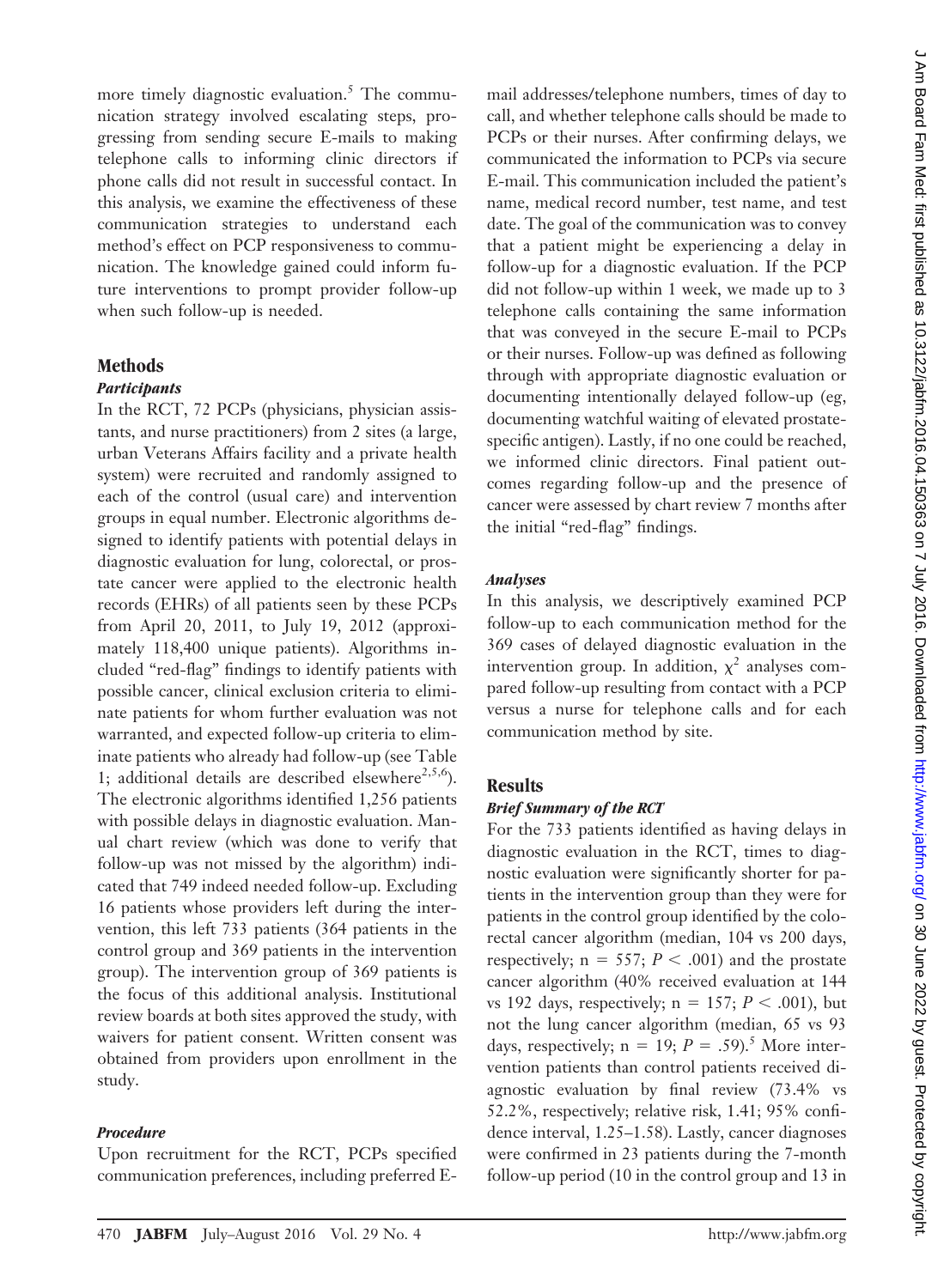more timely diagnostic evaluation.[5] The communication strategy involved escalating steps, progressing from sending secure E-mails to making telephone calls to informing clinic directors if phone calls did not result in successful contact. In this analysis, we examine the effectiveness of these communication strategies to understand each method's effect on PCP responsiveness to communication. The knowledge gained could inform future interventions to prompt provider follow-up when such follow-up is needed.

## Methods

### *Participants*

In the RCT, 72 PCPs (physicians, physician assistants, and nurse practitioners) from 2 sites (a large, urban Veterans Affairs facility and a private health system) were recruited and randomly assigned to each of the control (usual care) and intervention groups in equal number. Electronic algorithms designed to identify patients with potential delays in diagnostic evaluation for lung, colorectal, or prostate cancer were applied to the electronic health records (EHRs) of all patients seen by these PCPs from April 20, 2011, to July 19, 2012 (approximately 118,400 unique patients). Algorithms included "red-flag" findings to identify patients with possible cancer, clinical exclusion criteria to eliminate patients for whom further evaluation was not warranted, and expected follow-up criteria to eliminate patients who already had follow-up (see Table 1; additional details are described elsewhere[2,5,6]). The electronic algorithms identified 1,256 patients with possible delays in diagnostic evaluation. Manual chart review (which was done to verify that follow-up was not missed by the algorithm) indicated that 749 indeed needed follow-up. Excluding 16 patients whose providers left during the intervention, this left 733 patients (364 patients in the control group and 369 patients in the intervention group). The intervention group of 369 patients is the focus of this additional analysis. Institutional review boards at both sites approved the study, with waivers for patient consent. Written consent was obtained from providers upon enrollment in the study.

### *Procedure*

Upon recruitment for the RCT, PCPs specified communication preferences, including preferred E-mail addresses/telephone numbers, times of day to call, and whether telephone calls should be made to PCPs or their nurses. After confirming delays, we communicated the information to PCPs via secure E-mail. This communication included the patient's name, medical record number, test name, and test date. The goal of the communication was to convey that a patient might be experiencing a delay in follow-up for a diagnostic evaluation. If the PCP did not follow-up within 1 week, we made up to 3 telephone calls containing the same information that was conveyed in the secure E-mail to PCPs or their nurses. Follow-up was defined as following through with appropriate diagnostic evaluation or documenting intentionally delayed follow-up (eg, documenting watchful waiting of elevated prostate-specific antigen). Lastly, if no one could be reached, we informed clinic directors. Final patient outcomes regarding follow-up and the presence of cancer were assessed by chart review 7 months after the initial "red-flag" findings.

### *Analyses*

In this analysis, we descriptively examined PCP follow-up to each communication method for the 369 cases of delayed diagnostic evaluation in the intervention group. In addition, $\chi^2$ analyses compared follow-up resulting from contact with a PCP versus a nurse for telephone calls and for each communication method by site.

## Results

### *Brief Summary of the RCT*

For the 733 patients identified as having delays in diagnostic evaluation in the RCT, times to diagnostic evaluation were significantly shorter for patients in the intervention group than they were for patients in the control group identified by the colorectal cancer algorithm (median, 104 vs 200 days, respectively; $n = 557$; $P < .001$) and the prostate cancer algorithm (40% received evaluation at 144 vs 192 days, respectively; $n = 157$; $P < .001$), but not the lung cancer algorithm (median, 65 vs 93 days, respectively; $n = 19$; $P = .59$).[5] More intervention patients than control patients received diagnostic evaluation by final review (73.4% vs 52.2%, respectively; relative risk, 1.41; 95% confidence interval, 1.25–1.58). Lastly, cancer diagnoses were confirmed in 23 patients during the 7-month follow-up period (10 in the control group and 13 in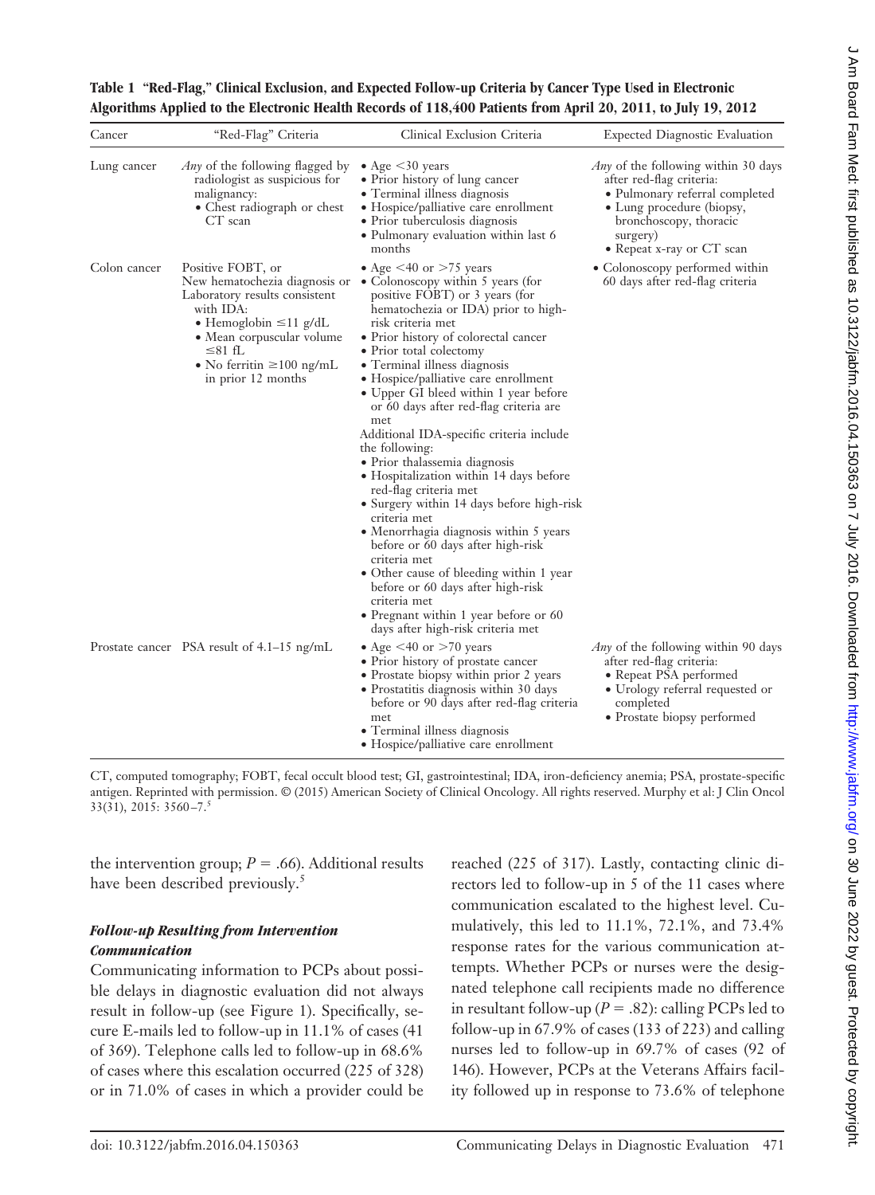**Table 1 "Red-Flag," Clinical Exclusion, and Expected Follow-up Criteria by Cancer Type Used in Electronic Algorithms Applied to the Electronic Health Records of 118,400 Patients from April 20, 2011, to July 19, 2012**

| Cancer | "Red-Flag" Criteria | Clinical Exclusion Criteria | Expected Diagnostic Evaluation |
|---|---|---|---|
| Lung cancer | *Any* of the following flagged by radiologist as suspicious for malignancy: • Chest radiograph or chest CT scan | • Age <30 years • Prior history of lung cancer • Terminal illness diagnosis • Hospice/palliative care enrollment • Prior tuberculosis diagnosis • Pulmonary evaluation within last 6 months | *Any* of the following within 30 days after red-flag criteria: • Pulmonary referral completed • Lung procedure (biopsy, bronchoscopy, thoracic surgery) • Repeat x-ray or CT scan |
| Colon cancer | Positive FOBT, or New hematochezia diagnosis or Laboratory results consistent with IDA: • Hemoglobin ≤11 g/dL • Mean corpuscular volume ≤81 fL • No ferritin ≥100 ng/mL in prior 12 months | • Age <40 or >75 years • Colonoscopy within 5 years (for positive FOBT) or 3 years (for hematochezia or IDA) prior to high-risk criteria met • Prior history of colorectal cancer • Prior total colectomy • Terminal illness diagnosis • Hospice/palliative care enrollment • Upper GI bleed within 1 year before or 60 days after red-flag criteria are met Additional IDA-specific criteria include the following: • Prior thalassemia diagnosis • Hospitalization within 14 days before red-flag criteria met • Surgery within 14 days before high-risk criteria met • Menorrhagia diagnosis within 5 years before or 60 days after high-risk criteria met • Other cause of bleeding within 1 year before or 60 days after high-risk criteria met • Pregnant within 1 year before or 60 days after high-risk criteria met | • Colonoscopy performed within 60 days after red-flag criteria |
| Prostate cancer | PSA result of 4.1–15 ng/mL | • Age <40 or >70 years • Prior history of prostate cancer • Prostate biopsy within prior 2 years • Prostatitis diagnosis within 30 days before or 90 days after red-flag criteria met • Terminal illness diagnosis • Hospice/palliative care enrollment | *Any* of the following within 90 days after red-flag criteria: • Repeat PSA performed • Urology referral requested or completed • Prostate biopsy performed |

CT, computed tomography; FOBT, fecal occult blood test; GI, gastrointestinal; IDA, iron-deficiency anemia; PSA, prostate-specific antigen. Reprinted with permission. © (2015) American Society of Clinical Oncology. All rights reserved. Murphy et al: J Clin Oncol 33(31), 2015: 3560–7.[5]

the intervention group; $P = .66$). Additional results have been described previously.[5]

### *Follow-up Resulting from Intervention Communication*

Communicating information to PCPs about possible delays in diagnostic evaluation did not always result in follow-up (see Figure 1). Specifically, secure E-mails led to follow-up in 11.1% of cases (41 of 369). Telephone calls led to follow-up in 68.6% of cases where this escalation occurred (225 of 328) or in 71.0% of cases in which a provider could be reached (225 of 317). Lastly, contacting clinic directors led to follow-up in 5 of the 11 cases where communication escalated to the highest level. Cumulatively, this led to 11.1%, 72.1%, and 73.4% response rates for the various communication attempts. Whether PCPs or nurses were the designated telephone call recipients made no difference in resultant follow-up ($P = .82$): calling PCPs led to follow-up in 67.9% of cases (133 of 223) and calling nurses led to follow-up in 69.7% of cases (92 of 146). However, PCPs at the Veterans Affairs facility followed up in response to 73.6% of telephone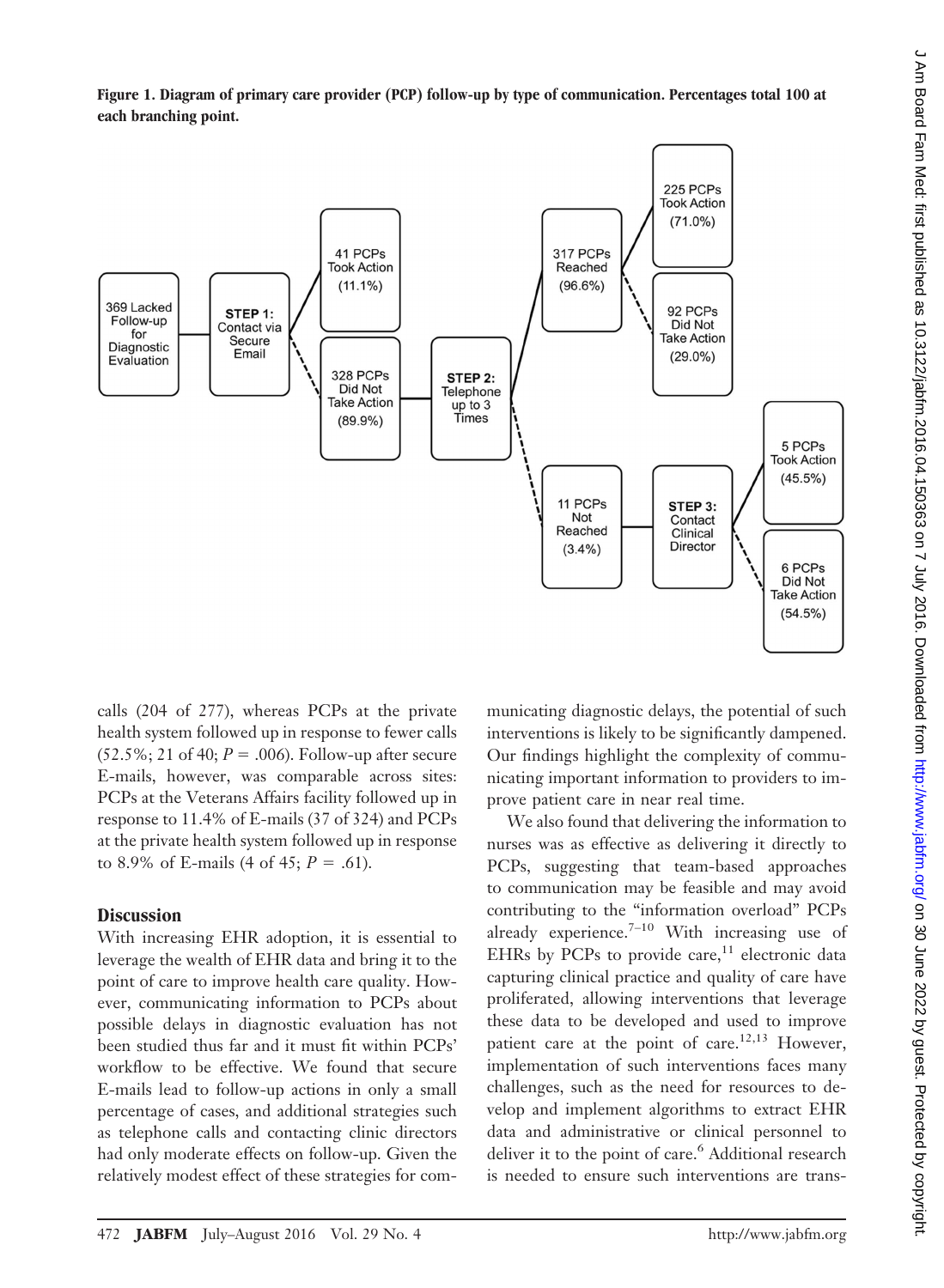**Figure 1. Diagram of primary care provider (PCP) follow-up by type of communication. Percentages total 100 at each branching point.**

369 Lacked Follow-up for Diagnostic Evaluation → STEP 1: Contact via Secure Email → 41 PCPs Took Action (11.1%); 328 PCPs Did Not Take Action (89.9%) → STEP 2: Telephone up to 3 Times → 317 PCPs Reached (96.6%) → 225 PCPs Took Action (71.0%); 92 PCPs Did Not Take Action (29.0%); 11 PCPs Not Reached (3.4%) → STEP 3: Contact Clinical Director → 5 PCPs Took Action (45.5%); 6 PCPs Did Not Take Action (54.5%)

calls (204 of 277), whereas PCPs at the private health system followed up in response to fewer calls (52.5%; 21 of 40; $P = .006$). Follow-up after secure E-mails, however, was comparable across sites: PCPs at the Veterans Affairs facility followed up in response to 11.4% of E-mails (37 of 324) and PCPs at the private health system followed up in response to 8.9% of E-mails (4 of 45; $P = .61$).

## Discussion

With increasing EHR adoption, it is essential to leverage the wealth of EHR data and bring it to the point of care to improve health care quality. However, communicating information to PCPs about possible delays in diagnostic evaluation has not been studied thus far and it must fit within PCPs' workflow to be effective. We found that secure E-mails lead to follow-up actions in only a small percentage of cases, and additional strategies such as telephone calls and contacting clinic directors had only moderate effects on follow-up. Given the relatively modest effect of these strategies for communicating diagnostic delays, the potential of such interventions is likely to be significantly dampened. Our findings highlight the complexity of communicating important information to providers to improve patient care in near real time.

We also found that delivering the information to nurses was as effective as delivering it directly to PCPs, suggesting that team-based approaches to communication may be feasible and may avoid contributing to the "information overload" PCPs already experience.[7–10] With increasing use of EHRs by PCPs to provide care,[11] electronic data capturing clinical practice and quality of care have proliferated, allowing interventions that leverage these data to be developed and used to improve patient care at the point of care.[12,13] However, implementation of such interventions faces many challenges, such as the need for resources to develop and implement algorithms to extract EHR data and administrative or clinical personnel to deliver it to the point of care.[6] Additional research is needed to ensure such interventions are trans-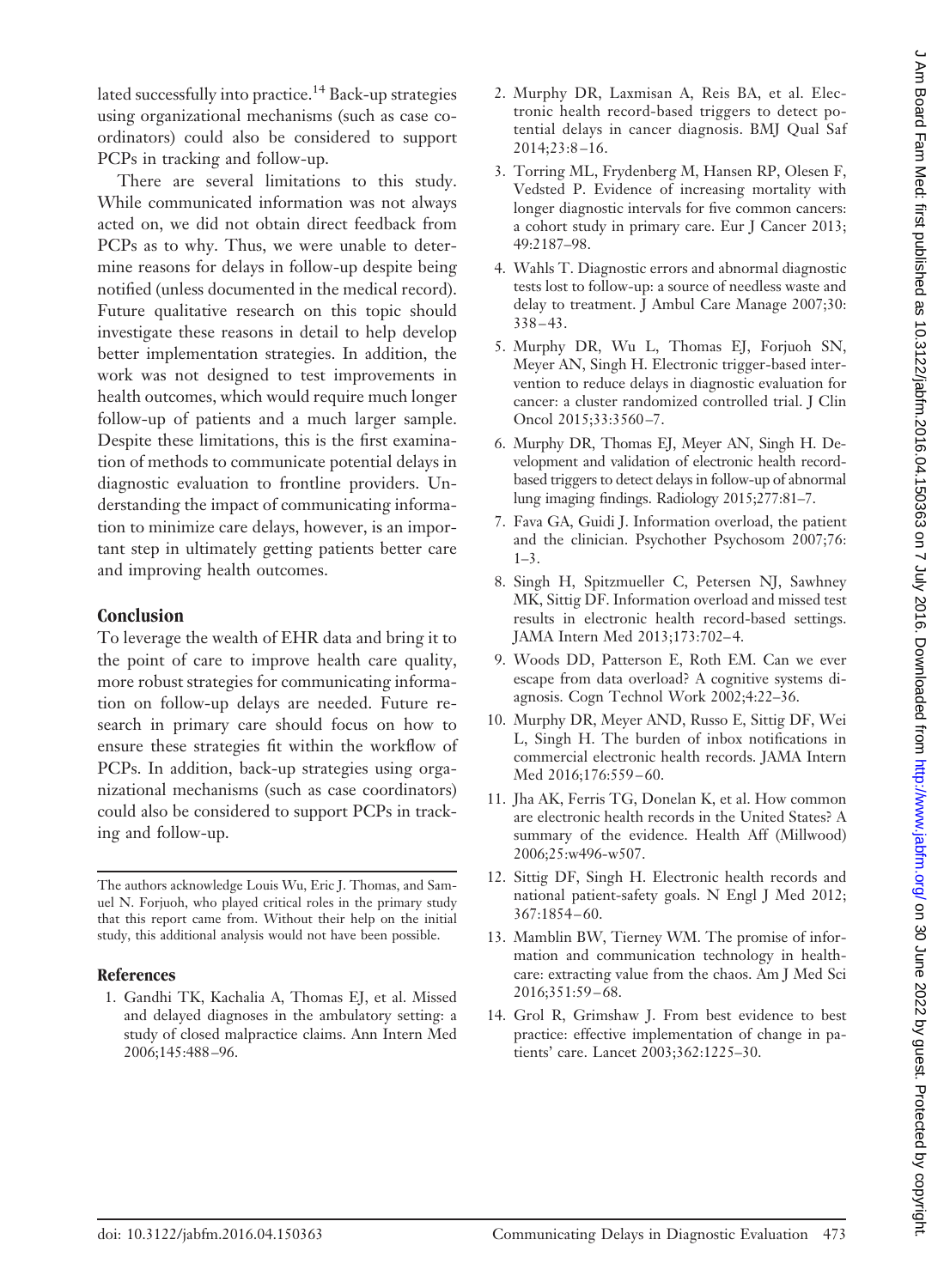lated successfully into practice.[14] Back-up strategies using organizational mechanisms (such as case coordinators) could also be considered to support PCPs in tracking and follow-up.

There are several limitations to this study. While communicated information was not always acted on, we did not obtain direct feedback from PCPs as to why. Thus, we were unable to determine reasons for delays in follow-up despite being notified (unless documented in the medical record). Future qualitative research on this topic should investigate these reasons in detail to help develop better implementation strategies. In addition, the work was not designed to test improvements in health outcomes, which would require much longer follow-up of patients and a much larger sample. Despite these limitations, this is the first examination of methods to communicate potential delays in diagnostic evaluation to frontline providers. Understanding the impact of communicating information to minimize care delays, however, is an important step in ultimately getting patients better care and improving health outcomes.

## Conclusion

To leverage the wealth of EHR data and bring it to the point of care to improve health care quality, more robust strategies for communicating information on follow-up delays are needed. Future research in primary care should focus on how to ensure these strategies fit within the workflow of PCPs. In addition, back-up strategies using organizational mechanisms (such as case coordinators) could also be considered to support PCPs in tracking and follow-up.

The authors acknowledge Louis Wu, Eric J. Thomas, and Samuel N. Forjuoh, who played critical roles in the primary study that this report came from. Without their help on the initial study, this additional analysis would not have been possible.

## References

1. Gandhi TK, Kachalia A, Thomas EJ, et al. Missed and delayed diagnoses in the ambulatory setting: a study of closed malpractice claims. Ann Intern Med 2006;145:488–96.
2. Murphy DR, Laxmisan A, Reis BA, et al. Electronic health record-based triggers to detect potential delays in cancer diagnosis. BMJ Qual Saf 2014;23:8–16.
3. Torring ML, Frydenberg M, Hansen RP, Olesen F, Vedsted P. Evidence of increasing mortality with longer diagnostic intervals for five common cancers: a cohort study in primary care. Eur J Cancer 2013; 49:2187–98.
4. Wahls T. Diagnostic errors and abnormal diagnostic tests lost to follow-up: a source of needless waste and delay to treatment. J Ambul Care Manage 2007;30: 338–43.
5. Murphy DR, Wu L, Thomas EJ, Forjuoh SN, Meyer AN, Singh H. Electronic trigger-based intervention to reduce delays in diagnostic evaluation for cancer: a cluster randomized controlled trial. J Clin Oncol 2015;33:3560–7.
6. Murphy DR, Thomas EJ, Meyer AN, Singh H. Development and validation of electronic health record-based triggers to detect delays in follow-up of abnormal lung imaging findings. Radiology 2015;277:81–7.
7. Fava GA, Guidi J. Information overload, the patient and the clinician. Psychother Psychosom 2007;76: 1–3.
8. Singh H, Spitzmueller C, Petersen NJ, Sawhney MK, Sittig DF. Information overload and missed test results in electronic health record-based settings. JAMA Intern Med 2013;173:702–4.
9. Woods DD, Patterson E, Roth EM. Can we ever escape from data overload? A cognitive systems diagnosis. Cogn Technol Work 2002;4:22–36.
10. Murphy DR, Meyer AND, Russo E, Sittig DF, Wei L, Singh H. The burden of inbox notifications in commercial electronic health records. JAMA Intern Med 2016;176:559–60.
11. Jha AK, Ferris TG, Donelan K, et al. How common are electronic health records in the United States? A summary of the evidence. Health Aff (Millwood) 2006;25:w496-w507.
12. Sittig DF, Singh H. Electronic health records and national patient-safety goals. N Engl J Med 2012; 367:1854–60.
13. Mamblin BW, Tierney WM. The promise of information and communication technology in healthcare: extracting value from the chaos. Am J Med Sci 2016;351:59–68.
14. Grol R, Grimshaw J. From best evidence to best practice: effective implementation of change in patients' care. Lancet 2003;362:1225–30.